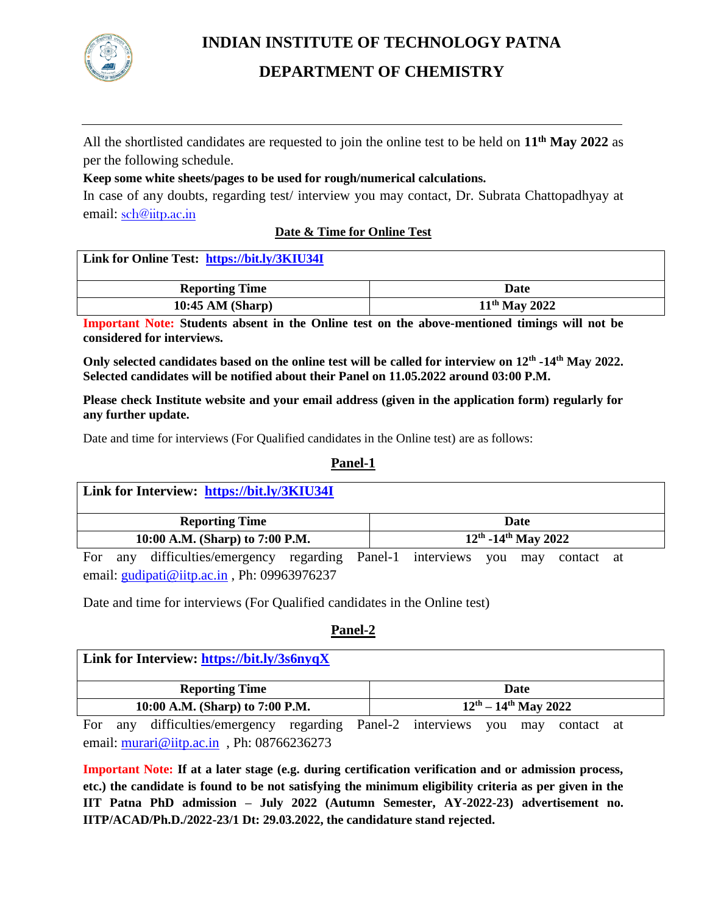# INDIAN INSTITUTE OF TECHNOLOGY PATNA

## DEPARTMENT OF CHEMISTRY

---

All the shortlisted candidates are requested to join the online test to be held on **11th May 2022** as per the following schedule.

**Keep some white sheets/pages to be used for rough/numerical calculations.**

In case of any doubts, regarding test/ interview you may contact, Dr. Subrata Chattopadhyay at email: sch@iitp.ac.in

**Date & Time for Online Test**

| **Link for Online Test: https://bit.ly/3KIU34I** | |
|---|---|
| **Reporting Time** | **Date** |
| **10:45 AM (Sharp)** | **11th May 2022** |

**Important Note:** **Students absent in the Online test on the above-mentioned timings will not be considered for interviews.**

**Only selected candidates based on the online test will be called for interview on 12th -14th May 2022. Selected candidates will be notified about their Panel on 11.05.2022 around 03:00 P.M.**

**Please check Institute website and your email address (given in the application form) regularly for any further update.**

Date and time for interviews (For Qualified candidates in the Online test) are as follows:

**Panel-1**

| **Link for Interview: https://bit.ly/3KIU34I** | |
|---|---|
| **Reporting Time** | **Date** |
| **10:00 A.M. (Sharp) to 7:00 P.M.** | **12th -14th May 2022** |

For any difficulties/emergency regarding Panel-1 interviews you may contact at email: gudipati@iitp.ac.in , Ph: 09963976237

Date and time for interviews (For Qualified candidates in the Online test)

**Panel-2**

| **Link for Interview: https://bit.ly/3s6nyqX** | |
|---|---|
| **Reporting Time** | **Date** |
| **10:00 A.M. (Sharp) to 7:00 P.M.** | **12th – 14th May 2022** |

For any difficulties/emergency regarding Panel-2 interviews you may contact at email: murari@iitp.ac.in , Ph: 08766236273

**Important Note:** **If at a later stage (e.g. during certification verification and or admission process, etc.) the candidate is found to be not satisfying the minimum eligibility criteria as per given in the IIT Patna PhD admission – July 2022 (Autumn Semester, AY-2022-23) advertisement no. IITP/ACAD/Ph.D./2022-23/1 Dt: 29.03.2022, the candidature stand rejected.**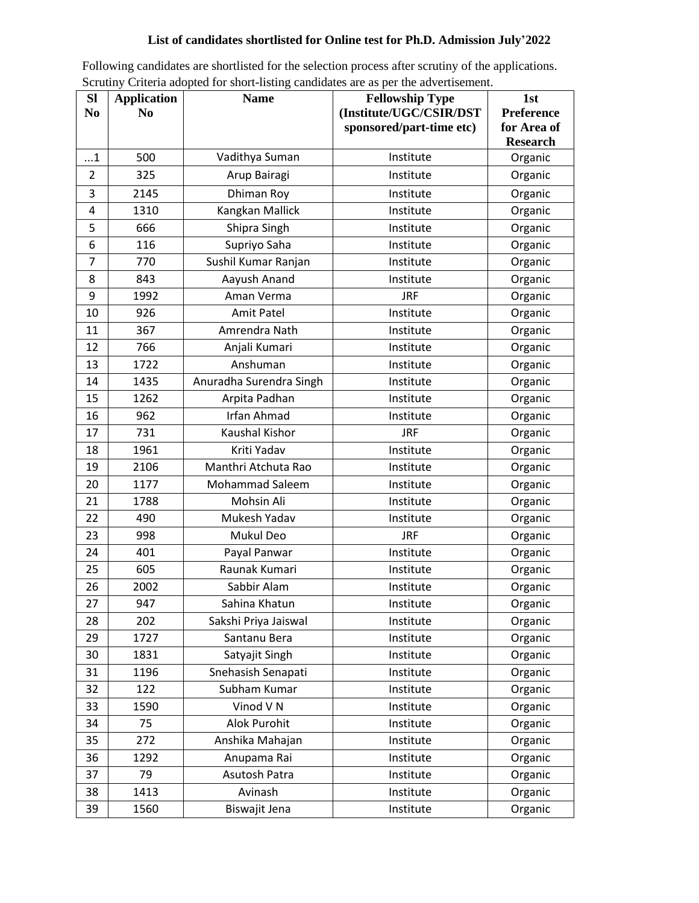**List of candidates shortlisted for Online test for Ph.D. Admission July'2022**

Following candidates are shortlisted for the selection process after scrutiny of the applications. Scrutiny Criteria adopted for short-listing candidates are as per the advertisement.

| Sl No | Application No | Name | Fellowship Type (Institute/UGC/CSIR/DST sponsored/part-time etc) | 1st Preference for Area of Research |
|---|---|---|---|---|
| ...1 | 500 | Vadithya Suman | Institute | Organic |
| 2 | 325 | Arup Bairagi | Institute | Organic |
| 3 | 2145 | Dhiman Roy | Institute | Organic |
| 4 | 1310 | Kangkan Mallick | Institute | Organic |
| 5 | 666 | Shipra Singh | Institute | Organic |
| 6 | 116 | Supriyo Saha | Institute | Organic |
| 7 | 770 | Sushil Kumar Ranjan | Institute | Organic |
| 8 | 843 | Aayush Anand | Institute | Organic |
| 9 | 1992 | Aman Verma | JRF | Organic |
| 10 | 926 | Amit Patel | Institute | Organic |
| 11 | 367 | Amrendra Nath | Institute | Organic |
| 12 | 766 | Anjali Kumari | Institute | Organic |
| 13 | 1722 | Anshuman | Institute | Organic |
| 14 | 1435 | Anuradha Surendra Singh | Institute | Organic |
| 15 | 1262 | Arpita Padhan | Institute | Organic |
| 16 | 962 | Irfan Ahmad | Institute | Organic |
| 17 | 731 | Kaushal Kishor | JRF | Organic |
| 18 | 1961 | Kriti Yadav | Institute | Organic |
| 19 | 2106 | Manthri Atchuta Rao | Institute | Organic |
| 20 | 1177 | Mohammad Saleem | Institute | Organic |
| 21 | 1788 | Mohsin Ali | Institute | Organic |
| 22 | 490 | Mukesh Yadav | Institute | Organic |
| 23 | 998 | Mukul Deo | JRF | Organic |
| 24 | 401 | Payal Panwar | Institute | Organic |
| 25 | 605 | Raunak Kumari | Institute | Organic |
| 26 | 2002 | Sabbir Alam | Institute | Organic |
| 27 | 947 | Sahina Khatun | Institute | Organic |
| 28 | 202 | Sakshi Priya Jaiswal | Institute | Organic |
| 29 | 1727 | Santanu Bera | Institute | Organic |
| 30 | 1831 | Satyajit Singh | Institute | Organic |
| 31 | 1196 | Snehasish Senapati | Institute | Organic |
| 32 | 122 | Subham Kumar | Institute | Organic |
| 33 | 1590 | Vinod V N | Institute | Organic |
| 34 | 75 | Alok Purohit | Institute | Organic |
| 35 | 272 | Anshika Mahajan | Institute | Organic |
| 36 | 1292 | Anupama Rai | Institute | Organic |
| 37 | 79 | Asutosh Patra | Institute | Organic |
| 38 | 1413 | Avinash | Institute | Organic |
| 39 | 1560 | Biswajit Jena | Institute | Organic |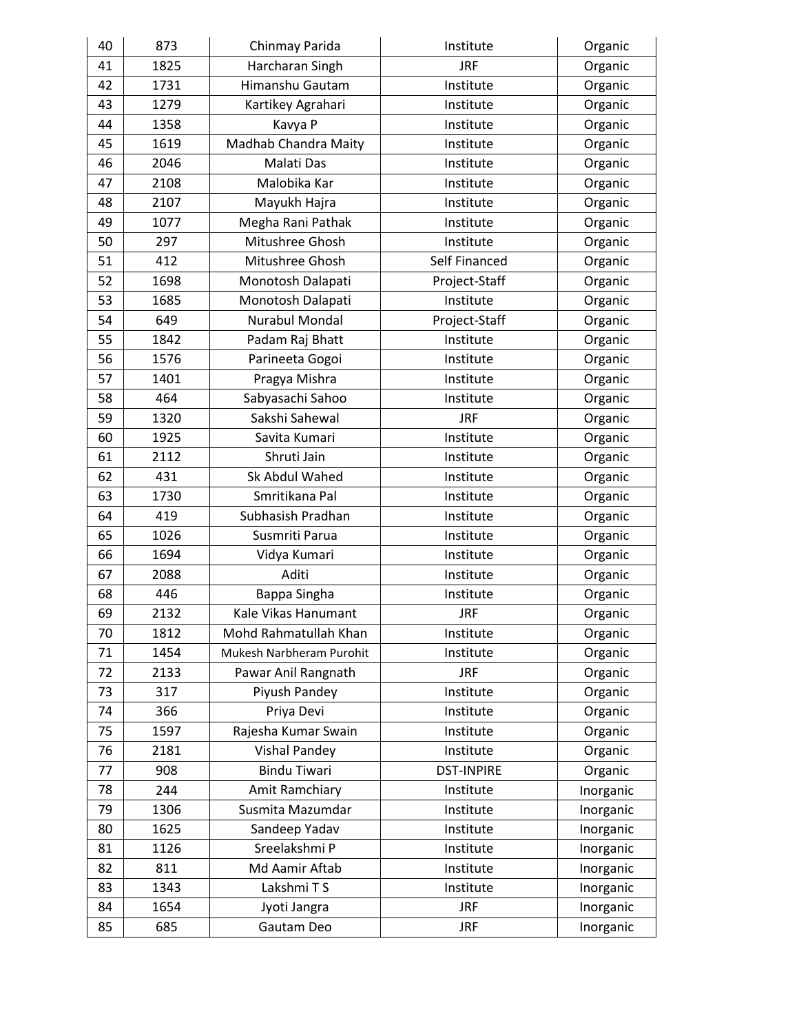| | | | | |
|---|---|---|---|---|
| 40 | 873 | Chinmay Parida | Institute | Organic |
| 41 | 1825 | Harcharan Singh | JRF | Organic |
| 42 | 1731 | Himanshu Gautam | Institute | Organic |
| 43 | 1279 | Kartikey Agrahari | Institute | Organic |
| 44 | 1358 | Kavya P | Institute | Organic |
| 45 | 1619 | Madhab Chandra Maity | Institute | Organic |
| 46 | 2046 | Malati Das | Institute | Organic |
| 47 | 2108 | Malobika Kar | Institute | Organic |
| 48 | 2107 | Mayukh Hajra | Institute | Organic |
| 49 | 1077 | Megha Rani Pathak | Institute | Organic |
| 50 | 297 | Mitushree Ghosh | Institute | Organic |
| 51 | 412 | Mitushree Ghosh | Self Financed | Organic |
| 52 | 1698 | Monotosh Dalapati | Project-Staff | Organic |
| 53 | 1685 | Monotosh Dalapati | Institute | Organic |
| 54 | 649 | Nurabul Mondal | Project-Staff | Organic |
| 55 | 1842 | Padam Raj Bhatt | Institute | Organic |
| 56 | 1576 | Parineeta Gogoi | Institute | Organic |
| 57 | 1401 | Pragya Mishra | Institute | Organic |
| 58 | 464 | Sabyasachi Sahoo | Institute | Organic |
| 59 | 1320 | Sakshi Sahewal | JRF | Organic |
| 60 | 1925 | Savita Kumari | Institute | Organic |
| 61 | 2112 | Shruti Jain | Institute | Organic |
| 62 | 431 | Sk Abdul Wahed | Institute | Organic |
| 63 | 1730 | Smritikana Pal | Institute | Organic |
| 64 | 419 | Subhasish Pradhan | Institute | Organic |
| 65 | 1026 | Susmriti Parua | Institute | Organic |
| 66 | 1694 | Vidya Kumari | Institute | Organic |
| 67 | 2088 | Aditi | Institute | Organic |
| 68 | 446 | Bappa Singha | Institute | Organic |
| 69 | 2132 | Kale Vikas Hanumant | JRF | Organic |
| 70 | 1812 | Mohd Rahmatullah Khan | Institute | Organic |
| 71 | 1454 | Mukesh Narbheram Purohit | Institute | Organic |
| 72 | 2133 | Pawar Anil Rangnath | JRF | Organic |
| 73 | 317 | Piyush Pandey | Institute | Organic |
| 74 | 366 | Priya Devi | Institute | Organic |
| 75 | 1597 | Rajesha Kumar Swain | Institute | Organic |
| 76 | 2181 | Vishal Pandey | Institute | Organic |
| 77 | 908 | Bindu Tiwari | DST-INPIRE | Organic |
| 78 | 244 | Amit Ramchiary | Institute | Inorganic |
| 79 | 1306 | Susmita Mazumdar | Institute | Inorganic |
| 80 | 1625 | Sandeep Yadav | Institute | Inorganic |
| 81 | 1126 | Sreelakshmi P | Institute | Inorganic |
| 82 | 811 | Md Aamir Aftab | Institute | Inorganic |
| 83 | 1343 | Lakshmi T S | Institute | Inorganic |
| 84 | 1654 | Jyoti Jangra | JRF | Inorganic |
| 85 | 685 | Gautam Deo | JRF | Inorganic |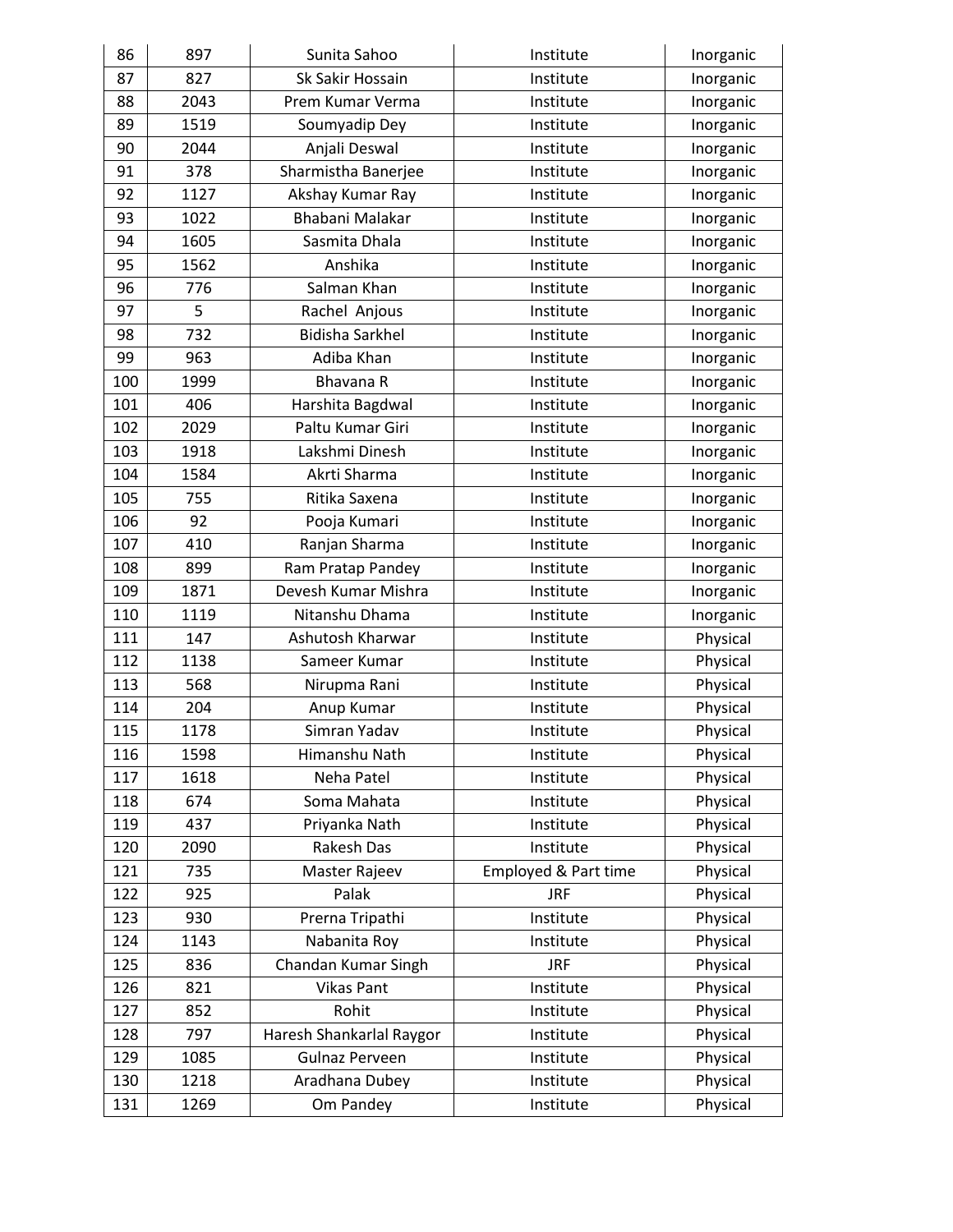| | | | | |
|---|---|---|---|---|
| 86 | 897 | Sunita Sahoo | Institute | Inorganic |
| 87 | 827 | Sk Sakir Hossain | Institute | Inorganic |
| 88 | 2043 | Prem Kumar Verma | Institute | Inorganic |
| 89 | 1519 | Soumyadip Dey | Institute | Inorganic |
| 90 | 2044 | Anjali Deswal | Institute | Inorganic |
| 91 | 378 | Sharmistha Banerjee | Institute | Inorganic |
| 92 | 1127 | Akshay Kumar Ray | Institute | Inorganic |
| 93 | 1022 | Bhabani Malakar | Institute | Inorganic |
| 94 | 1605 | Sasmita Dhala | Institute | Inorganic |
| 95 | 1562 | Anshika | Institute | Inorganic |
| 96 | 776 | Salman Khan | Institute | Inorganic |
| 97 | 5 | Rachel Anjous | Institute | Inorganic |
| 98 | 732 | Bidisha Sarkhel | Institute | Inorganic |
| 99 | 963 | Adiba Khan | Institute | Inorganic |
| 100 | 1999 | Bhavana R | Institute | Inorganic |
| 101 | 406 | Harshita Bagdwal | Institute | Inorganic |
| 102 | 2029 | Paltu Kumar Giri | Institute | Inorganic |
| 103 | 1918 | Lakshmi Dinesh | Institute | Inorganic |
| 104 | 1584 | Akrti Sharma | Institute | Inorganic |
| 105 | 755 | Ritika Saxena | Institute | Inorganic |
| 106 | 92 | Pooja Kumari | Institute | Inorganic |
| 107 | 410 | Ranjan Sharma | Institute | Inorganic |
| 108 | 899 | Ram Pratap Pandey | Institute | Inorganic |
| 109 | 1871 | Devesh Kumar Mishra | Institute | Inorganic |
| 110 | 1119 | Nitanshu Dhama | Institute | Inorganic |
| 111 | 147 | Ashutosh Kharwar | Institute | Physical |
| 112 | 1138 | Sameer Kumar | Institute | Physical |
| 113 | 568 | Nirupma Rani | Institute | Physical |
| 114 | 204 | Anup Kumar | Institute | Physical |
| 115 | 1178 | Simran Yadav | Institute | Physical |
| 116 | 1598 | Himanshu Nath | Institute | Physical |
| 117 | 1618 | Neha Patel | Institute | Physical |
| 118 | 674 | Soma Mahata | Institute | Physical |
| 119 | 437 | Priyanka Nath | Institute | Physical |
| 120 | 2090 | Rakesh Das | Institute | Physical |
| 121 | 735 | Master Rajeev | Employed & Part time | Physical |
| 122 | 925 | Palak | JRF | Physical |
| 123 | 930 | Prerna Tripathi | Institute | Physical |
| 124 | 1143 | Nabanita Roy | Institute | Physical |
| 125 | 836 | Chandan Kumar Singh | JRF | Physical |
| 126 | 821 | Vikas Pant | Institute | Physical |
| 127 | 852 | Rohit | Institute | Physical |
| 128 | 797 | Haresh Shankarlal Raygor | Institute | Physical |
| 129 | 1085 | Gulnaz Perveen | Institute | Physical |
| 130 | 1218 | Aradhana Dubey | Institute | Physical |
| 131 | 1269 | Om Pandey | Institute | Physical |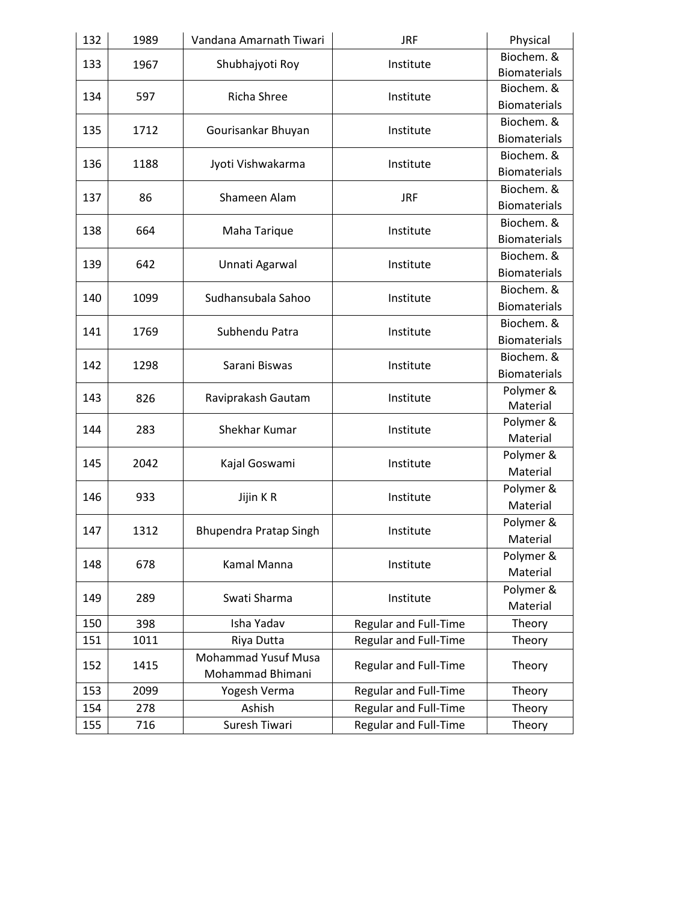| | | | | |
|---|---|---|---|---|
| 132 | 1989 | Vandana Amarnath Tiwari | JRF | Physical |
| 133 | 1967 | Shubhajyoti Roy | Institute | Biochem. & Biomaterials |
| 134 | 597 | Richa Shree | Institute | Biochem. & Biomaterials |
| 135 | 1712 | Gourisankar Bhuyan | Institute | Biochem. & Biomaterials |
| 136 | 1188 | Jyoti Vishwakarma | Institute | Biochem. & Biomaterials |
| 137 | 86 | Shameen Alam | JRF | Biochem. & Biomaterials |
| 138 | 664 | Maha Tarique | Institute | Biochem. & Biomaterials |
| 139 | 642 | Unnati Agarwal | Institute | Biochem. & Biomaterials |
| 140 | 1099 | Sudhansubala Sahoo | Institute | Biochem. & Biomaterials |
| 141 | 1769 | Subhendu Patra | Institute | Biochem. & Biomaterials |
| 142 | 1298 | Sarani Biswas | Institute | Biochem. & Biomaterials |
| 143 | 826 | Raviprakash Gautam | Institute | Polymer & Material |
| 144 | 283 | Shekhar Kumar | Institute | Polymer & Material |
| 145 | 2042 | Kajal Goswami | Institute | Polymer & Material |
| 146 | 933 | Jijin K R | Institute | Polymer & Material |
| 147 | 1312 | Bhupendra Pratap Singh | Institute | Polymer & Material |
| 148 | 678 | Kamal Manna | Institute | Polymer & Material |
| 149 | 289 | Swati Sharma | Institute | Polymer & Material |
| 150 | 398 | Isha Yadav | Regular and Full-Time | Theory |
| 151 | 1011 | Riya Dutta | Regular and Full-Time | Theory |
| 152 | 1415 | Mohammad Yusuf Musa Mohammad Bhimani | Regular and Full-Time | Theory |
| 153 | 2099 | Yogesh Verma | Regular and Full-Time | Theory |
| 154 | 278 | Ashish | Regular and Full-Time | Theory |
| 155 | 716 | Suresh Tiwari | Regular and Full-Time | Theory |